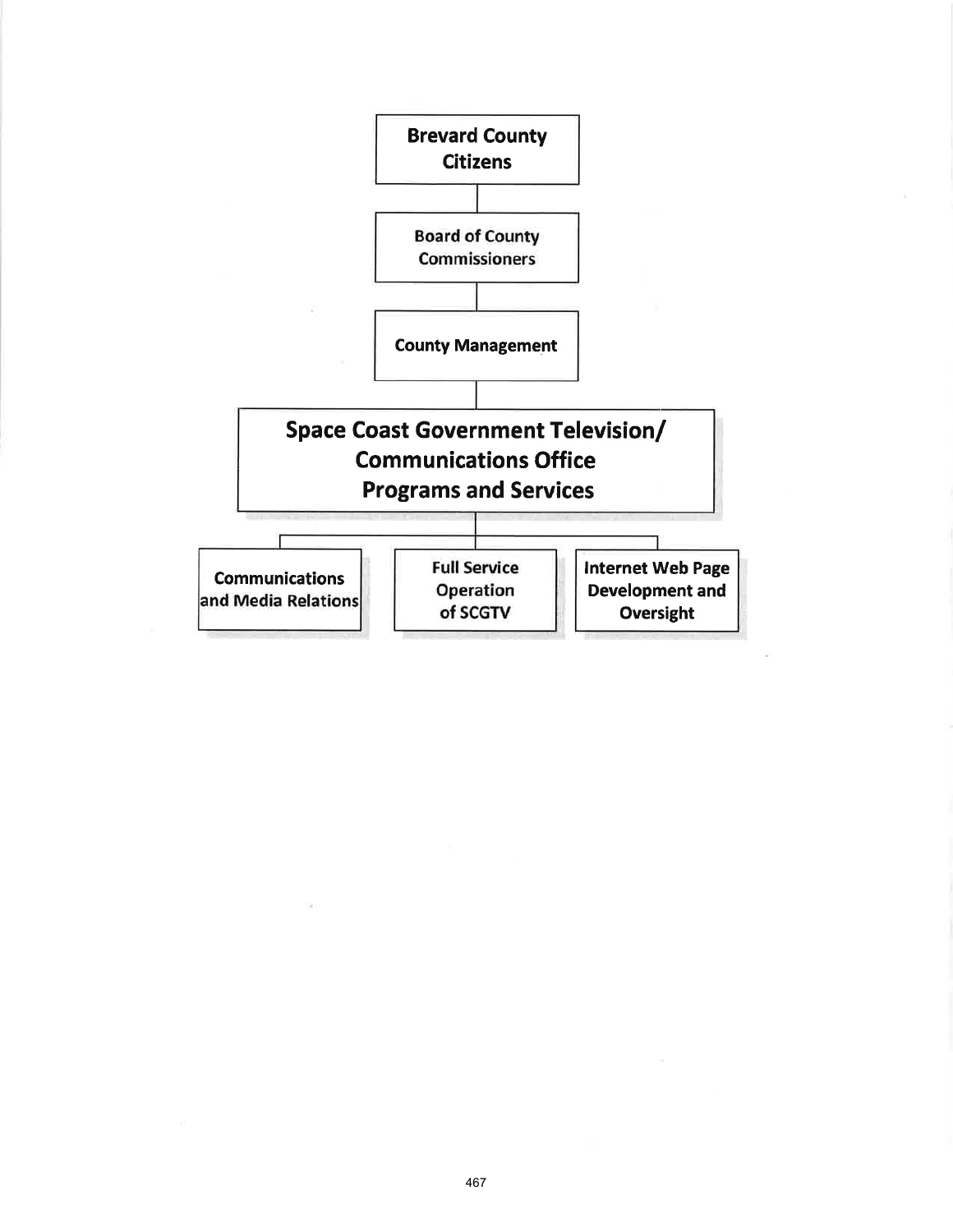- Brevard County Citizens
  - Board of County Commissioners
    - County Management
      - **Space Coast Government Television/ Communications Office Programs and Services**
        - Communications and Media Relations
        - Full Service Operation of SCGTV
        - Internet Web Page Development and Oversight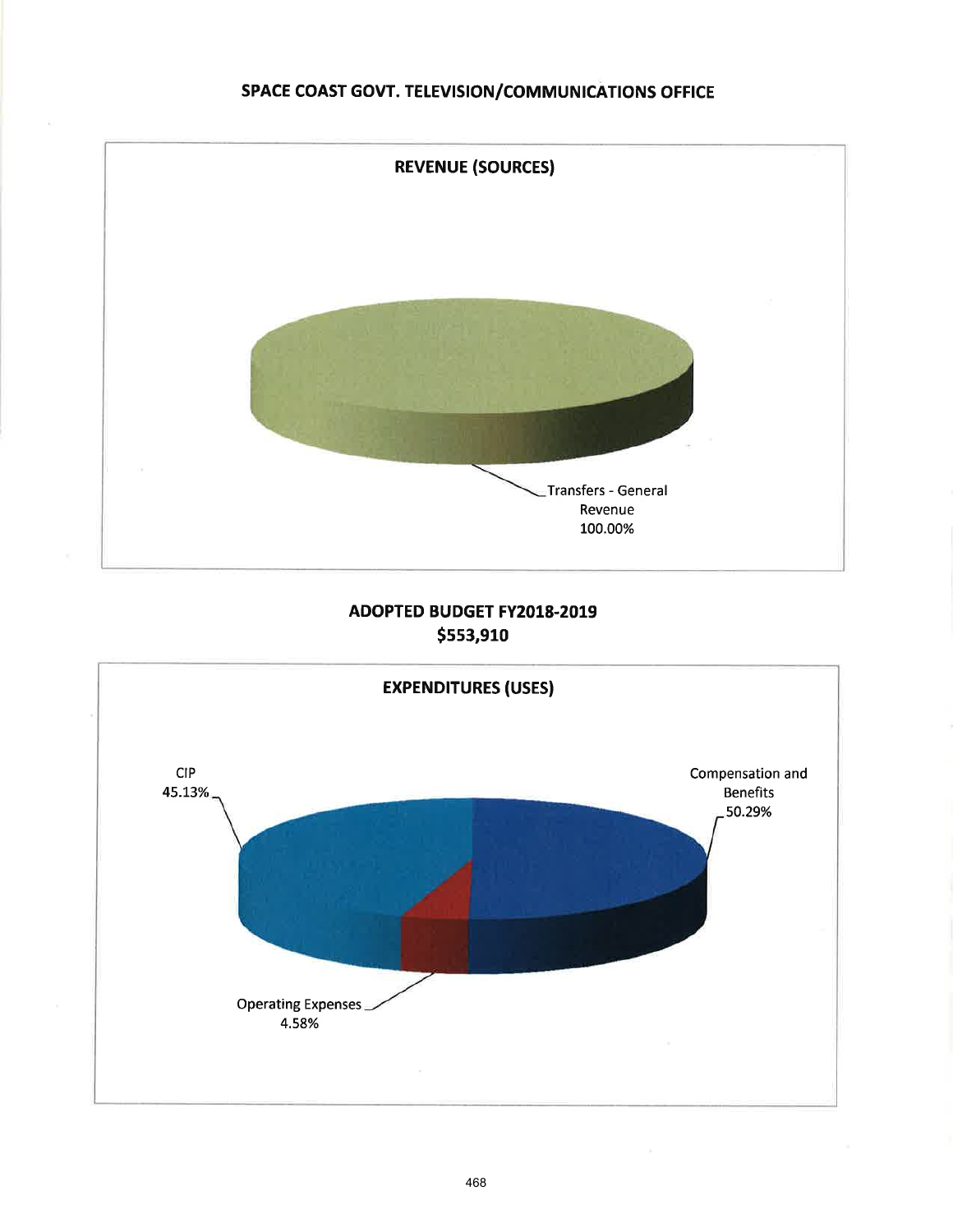# SPACE COAST GOVT. TELEVISION/COMMUNICATIONS OFFICE

## REVENUE (SOURCES)

Transfers - General Revenue 100.00%

## ADOPTED BUDGET FY2018-2019
## $553,910

## EXPENDITURES (USES)

CIP 45.13%

Compensation and Benefits 50.29%

Operating Expenses 4.58%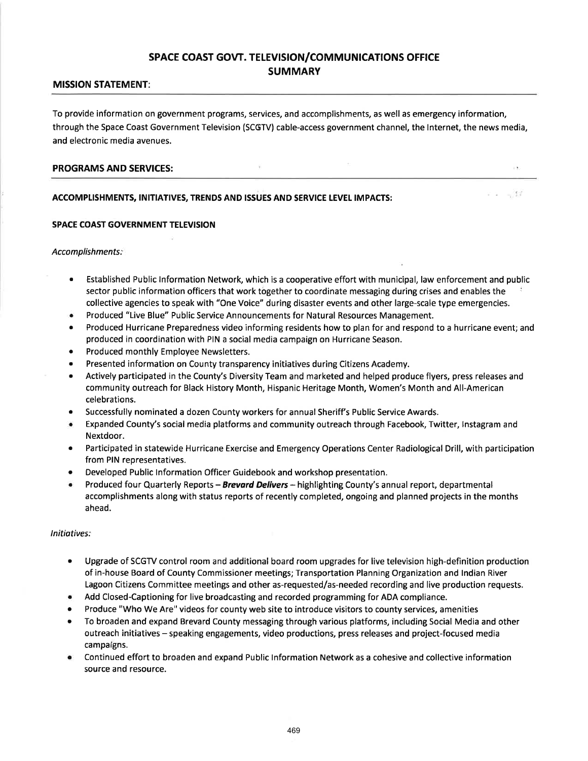# SPACE COAST GOVT. TELEVISION/COMMUNICATIONS OFFICE
## SUMMARY

### MISSION STATEMENT:

To provide information on government programs, services, and accomplishments, as well as emergency information, through the Space Coast Government Television (SCGTV) cable-access government channel, the Internet, the news media, and electronic media avenues.

### PROGRAMS AND SERVICES:

### ACCOMPLISHMENTS, INITIATIVES, TRENDS AND ISSUES AND SERVICE LEVEL IMPACTS:

#### SPACE COAST GOVERNMENT TELEVISION

*Accomplishments:*

- Established Public Information Network, which is a cooperative effort with municipal, law enforcement and public sector public information officers that work together to coordinate messaging during crises and enables the collective agencies to speak with "One Voice" during disaster events and other large-scale type emergencies.
- Produced "Live Blue" Public Service Announcements for Natural Resources Management.
- Produced Hurricane Preparedness video informing residents how to plan for and respond to a hurricane event; and produced in coordination with PIN a social media campaign on Hurricane Season.
- Produced monthly Employee Newsletters.
- Presented information on County transparency initiatives during Citizens Academy.
- Actively participated in the County's Diversity Team and marketed and helped produce flyers, press releases and community outreach for Black History Month, Hispanic Heritage Month, Women's Month and All-American celebrations.
- Successfully nominated a dozen County workers for annual Sheriff's Public Service Awards.
- Expanded County's social media platforms and community outreach through Facebook, Twitter, Instagram and Nextdoor.
- Participated in statewide Hurricane Exercise and Emergency Operations Center Radiological Drill, with participation from PIN representatives.
- Developed Public Information Officer Guidebook and workshop presentation.
- Produced four Quarterly Reports – ***Brevard Delivers*** – highlighting County's annual report, departmental accomplishments along with status reports of recently completed, ongoing and planned projects in the months ahead.

*Initiatives:*

- Upgrade of SCGTV control room and additional board room upgrades for live television high-definition production of in-house Board of County Commissioner meetings; Transportation Planning Organization and Indian River Lagoon Citizens Committee meetings and other as-requested/as-needed recording and live production requests.
- Add Closed-Captioning for live broadcasting and recorded programming for ADA compliance.
- Produce "Who We Are" videos for county web site to introduce visitors to county services, amenities
- To broaden and expand Brevard County messaging through various platforms, including Social Media and other outreach initiatives – speaking engagements, video productions, press releases and project-focused media campaigns.
- Continued effort to broaden and expand Public Information Network as a cohesive and collective information source and resource.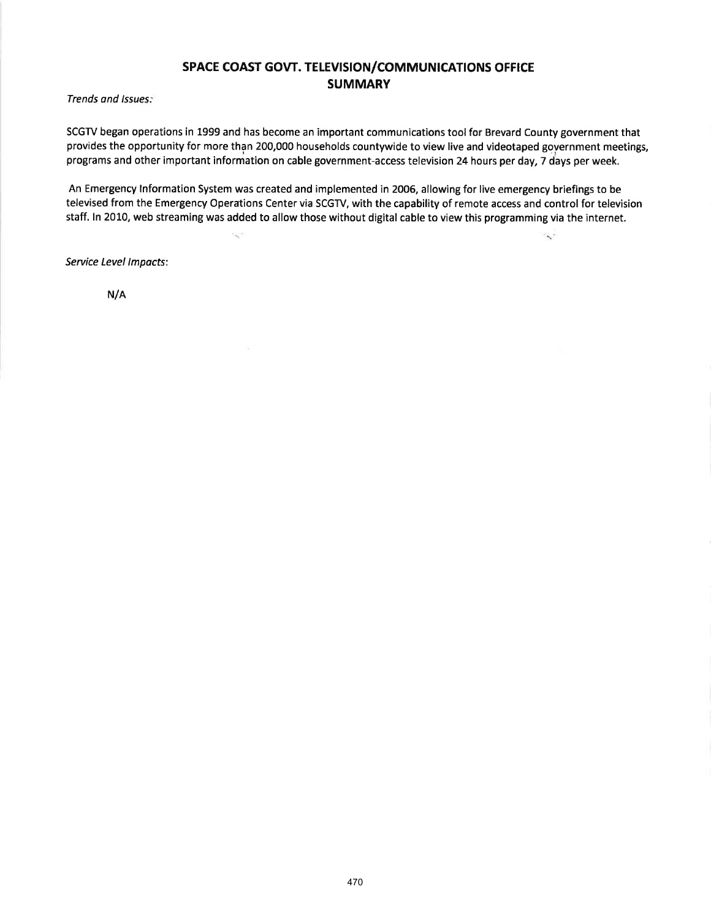# SPACE COAST GOVT. TELEVISION/COMMUNICATIONS OFFICE
## SUMMARY

*Trends and Issues:*

SCGTV began operations in 1999 and has become an important communications tool for Brevard County government that provides the opportunity for more than 200,000 households countywide to view live and videotaped government meetings, programs and other important information on cable government-access television 24 hours per day, 7 days per week.

An Emergency Information System was created and implemented in 2006, allowing for live emergency briefings to be televised from the Emergency Operations Center via SCGTV, with the capability of remote access and control for television staff. In 2010, web streaming was added to allow those without digital cable to view this programming via the internet.

*Service Level Impacts:*

N/A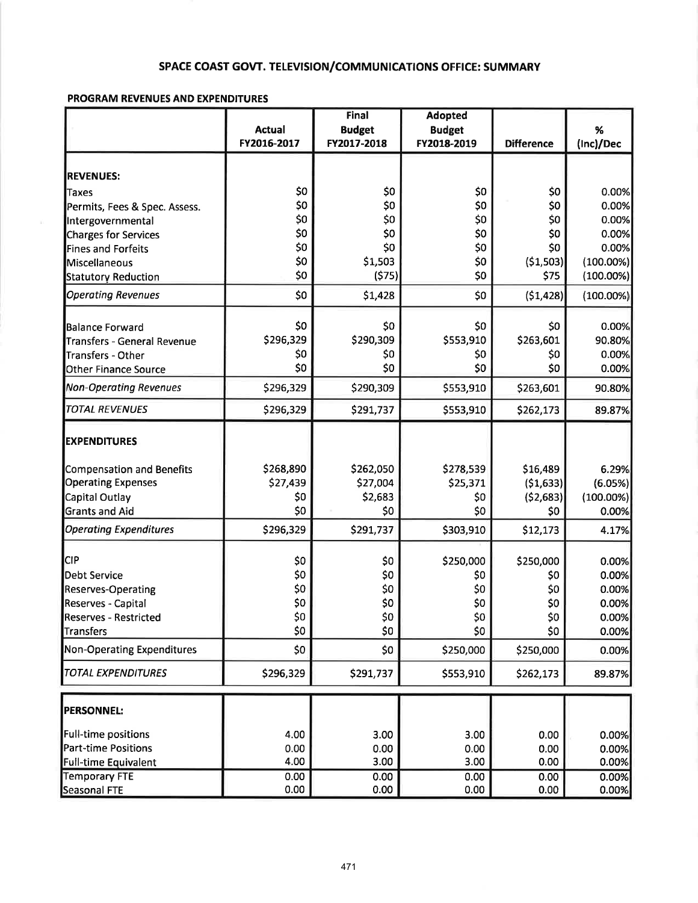# SPACE COAST GOVT. TELEVISION/COMMUNICATIONS OFFICE: SUMMARY

### PROGRAM REVENUES AND EXPENDITURES

| | Actual FY2016-2017 | Final Budget FY2017-2018 | Adopted Budget FY2018-2019 | Difference | % (Inc)/Dec |
|---|---|---|---|---|---|
| **REVENUES:** | | | | | |
| Taxes | $0 | $0 | $0 | $0 | 0.00% |
| Permits, Fees & Spec. Assess. | $0 | $0 | $0 | $0 | 0.00% |
| Intergovernmental | $0 | $0 | $0 | $0 | 0.00% |
| Charges for Services | $0 | $0 | $0 | $0 | 0.00% |
| Fines and Forfeits | $0 | $0 | $0 | $0 | 0.00% |
| Miscellaneous | $0 | $1,503 | $0 | ($1,503) | (100.00%) |
| Statutory Reduction | $0 | ($75) | $0 | $75 | (100.00%) |
| *Operating Revenues* | $0 | $1,428 | $0 | ($1,428) | (100.00%) |
| Balance Forward | $0 | $0 | $0 | $0 | 0.00% |
| Transfers - General Revenue | $296,329 | $290,309 | $553,910 | $263,601 | 90.80% |
| Transfers - Other | $0 | $0 | $0 | $0 | 0.00% |
| Other Finance Source | $0 | $0 | $0 | $0 | 0.00% |
| *Non-Operating Revenues* | $296,329 | $290,309 | $553,910 | $263,601 | 90.80% |
| *TOTAL REVENUES* | $296,329 | $291,737 | $553,910 | $262,173 | 89.87% |
| **EXPENDITURES** | | | | | |
| Compensation and Benefits | $268,890 | $262,050 | $278,539 | $16,489 | 6.29% |
| Operating Expenses | $27,439 | $27,004 | $25,371 | ($1,633) | (6.05%) |
| Capital Outlay | $0 | $2,683 | $0 | ($2,683) | (100.00%) |
| Grants and Aid | $0 | $0 | $0 | $0 | 0.00% |
| *Operating Expenditures* | $296,329 | $291,737 | $303,910 | $12,173 | 4.17% |
| CIP | $0 | $0 | $250,000 | $250,000 | 0.00% |
| Debt Service | $0 | $0 | $0 | $0 | 0.00% |
| Reserves-Operating | $0 | $0 | $0 | $0 | 0.00% |
| Reserves - Capital | $0 | $0 | $0 | $0 | 0.00% |
| Reserves - Restricted | $0 | $0 | $0 | $0 | 0.00% |
| Transfers | $0 | $0 | $0 | $0 | 0.00% |
| Non-Operating Expenditures | $0 | $0 | $250,000 | $250,000 | 0.00% |
| *TOTAL EXPENDITURES* | $296,329 | $291,737 | $553,910 | $262,173 | 89.87% |

| | | | | | |
|---|---|---|---|---|---|
| **PERSONNEL:** | | | | | |
| Full-time positions | 4.00 | 3.00 | 3.00 | 0.00 | 0.00% |
| Part-time Positions | 0.00 | 0.00 | 0.00 | 0.00 | 0.00% |
| Full-time Equivalent | 4.00 | 3.00 | 3.00 | 0.00 | 0.00% |
| Temporary FTE | 0.00 | 0.00 | 0.00 | 0.00 | 0.00% |
| Seasonal FTE | 0.00 | 0.00 | 0.00 | 0.00 | 0.00% |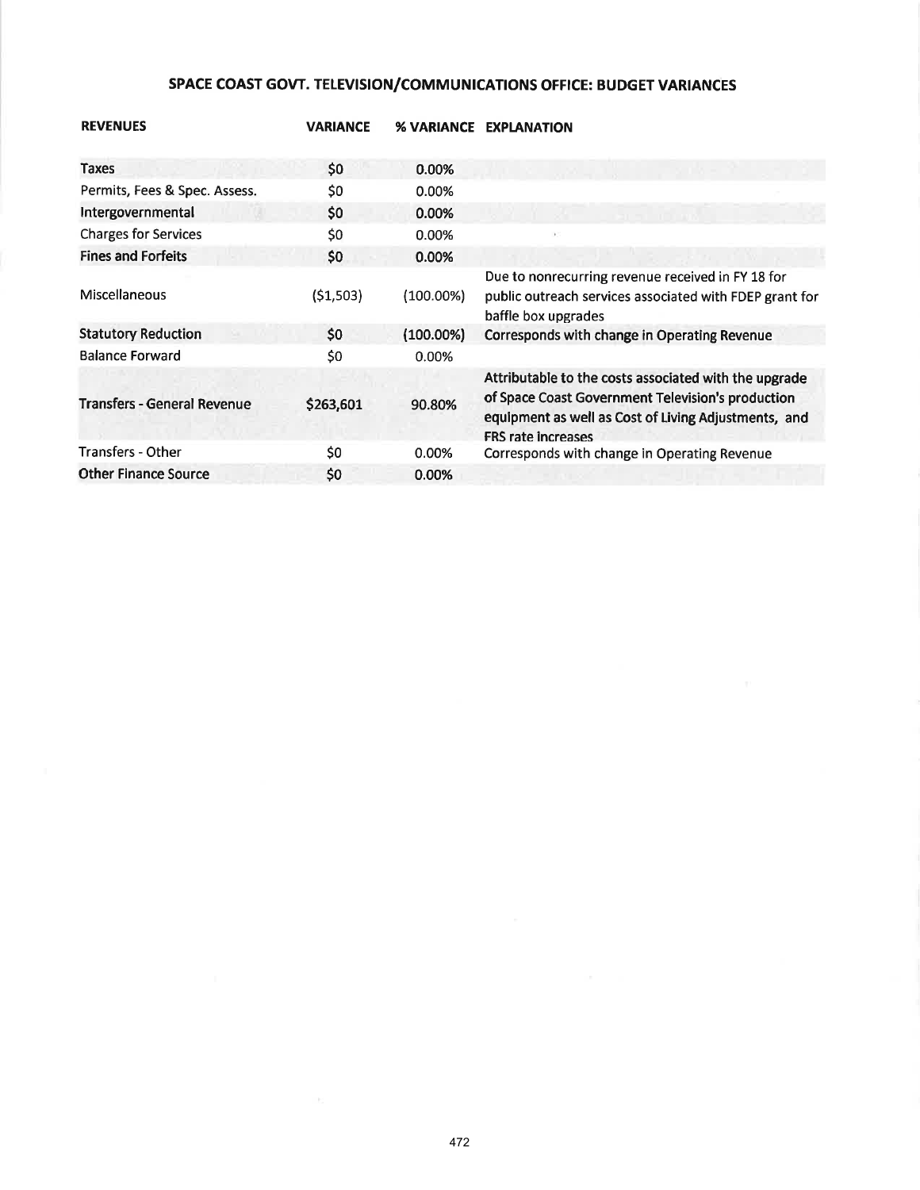## SPACE COAST GOVT. TELEVISION/COMMUNICATIONS OFFICE: BUDGET VARIANCES

| REVENUES | VARIANCE | % VARIANCE | EXPLANATION |
|---|---|---|---|
| Taxes | $0 | 0.00% | |
| Permits, Fees & Spec. Assess. | $0 | 0.00% | |
| Intergovernmental | $0 | 0.00% | |
| Charges for Services | $0 | 0.00% | |
| Fines and Forfeits | $0 | 0.00% | |
| Miscellaneous | ($1,503) | (100.00%) | Due to nonrecurring revenue received in FY 18 for public outreach services associated with FDEP grant for baffle box upgrades |
| Statutory Reduction | $0 | (100.00%) | Corresponds with change in Operating Revenue |
| Balance Forward | $0 | 0.00% | |
| Transfers - General Revenue | $263,601 | 90.80% | Attributable to the costs associated with the upgrade of Space Coast Government Television's production equipment as well as Cost of Living Adjustments, and FRS rate increases |
| Transfers - Other | $0 | 0.00% | Corresponds with change in Operating Revenue |
| Other Finance Source | $0 | 0.00% | |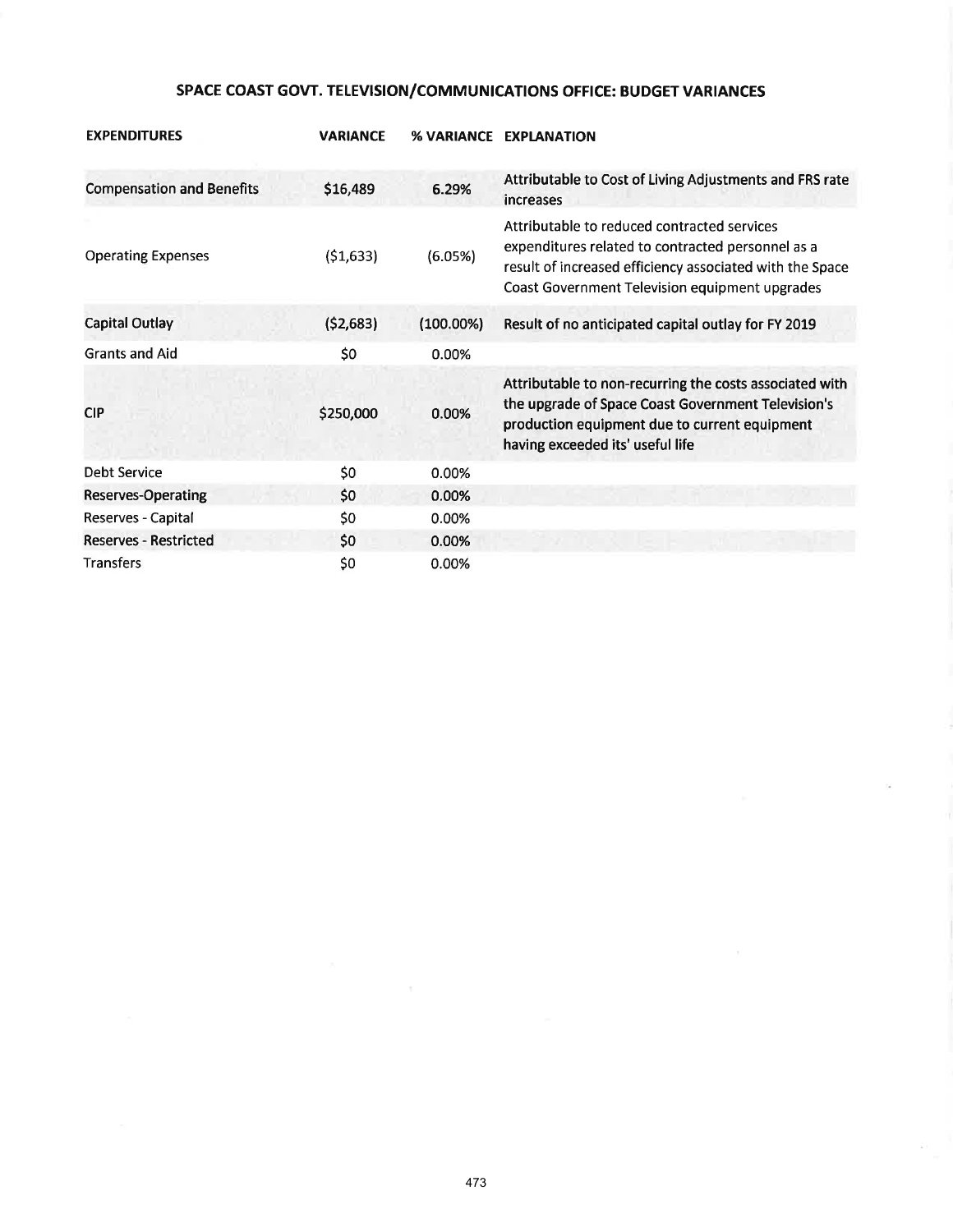## SPACE COAST GOVT. TELEVISION/COMMUNICATIONS OFFICE: BUDGET VARIANCES

| EXPENDITURES | VARIANCE | % VARIANCE | EXPLANATION |
|---|---|---|---|
| Compensation and Benefits | $16,489 | 6.29% | Attributable to Cost of Living Adjustments and FRS rate increases |
| Operating Expenses | ($1,633) | (6.05%) | Attributable to reduced contracted services expenditures related to contracted personnel as a result of increased efficiency associated with the Space Coast Government Television equipment upgrades |
| Capital Outlay | ($2,683) | (100.00%) | Result of no anticipated capital outlay for FY 2019 |
| Grants and Aid | $0 | 0.00% | |
| CIP | $250,000 | 0.00% | Attributable to non-recurring the costs associated with the upgrade of Space Coast Government Television's production equipment due to current equipment having exceeded its' useful life |
| Debt Service | $0 | 0.00% | |
| Reserves-Operating | $0 | 0.00% | |
| Reserves - Capital | $0 | 0.00% | |
| Reserves - Restricted | $0 | 0.00% | |
| Transfers | $0 | 0.00% | |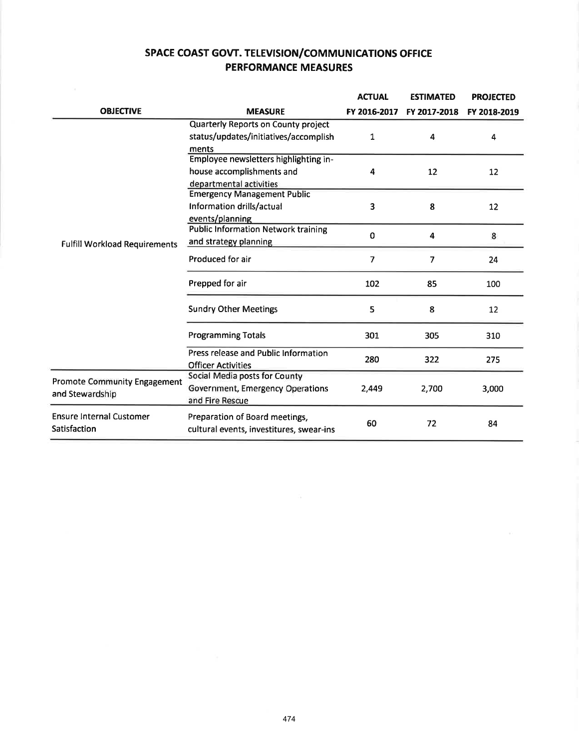# SPACE COAST GOVT. TELEVISION/COMMUNICATIONS OFFICE
## PERFORMANCE MEASURES

| OBJECTIVE | MEASURE | ACTUAL FY 2016-2017 | ESTIMATED FY 2017-2018 | PROJECTED FY 2018-2019 |
|---|---|---|---|---|
| Fulfill Workload Requirements | Quarterly Reports on County project status/updates/initiatives/accomplishments | 1 | 4 | 4 |
| | Employee newsletters highlighting in-house accomplishments and departmental activities | 4 | 12 | 12 |
| | Emergency Management Public Information drills/actual events/planning | 3 | 8 | 12 |
| | Public Information Network training and strategy planning | 0 | 4 | 8 |
| | Produced for air | 7 | 7 | 24 |
| | Prepped for air | 102 | 85 | 100 |
| | Sundry Other Meetings | 5 | 8 | 12 |
| | Programming Totals | 301 | 305 | 310 |
| | Press release and Public Information Officer Activities | 280 | 322 | 275 |
| Promote Community Engagement and Stewardship | Social Media posts for County Government, Emergency Operations and Fire Rescue | 2,449 | 2,700 | 3,000 |
| Ensure Internal Customer Satisfaction | Preparation of Board meetings, cultural events, investitures, swear-ins | 60 | 72 | 84 |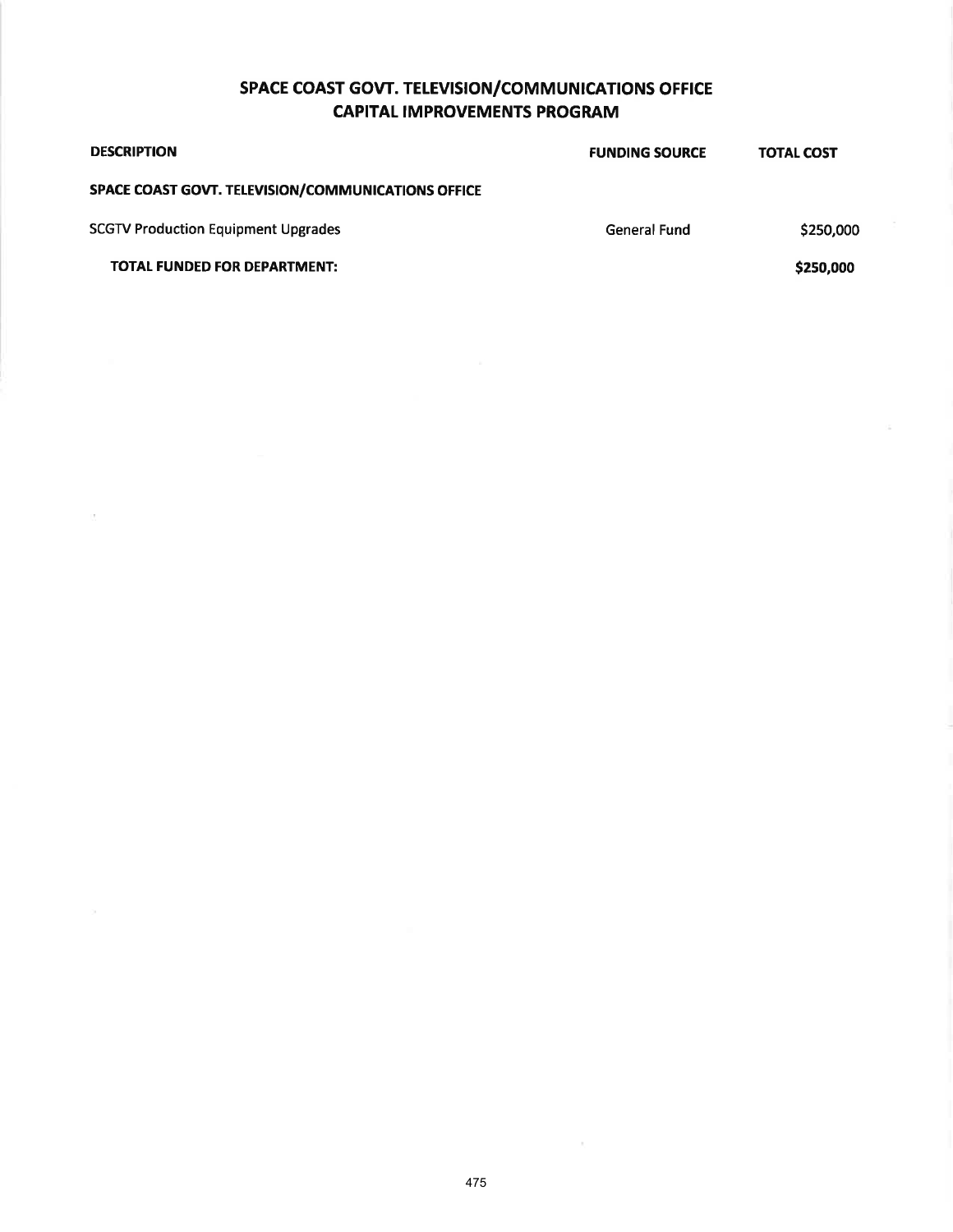# SPACE COAST GOVT. TELEVISION/COMMUNICATIONS OFFICE
## CAPITAL IMPROVEMENTS PROGRAM

| DESCRIPTION | FUNDING SOURCE | TOTAL COST |
|---|---|---|
| **SPACE COAST GOVT. TELEVISION/COMMUNICATIONS OFFICE** | | |
| SCGTV Production Equipment Upgrades | General Fund | $250,000 |
| **TOTAL FUNDED FOR DEPARTMENT:** | | **$250,000** |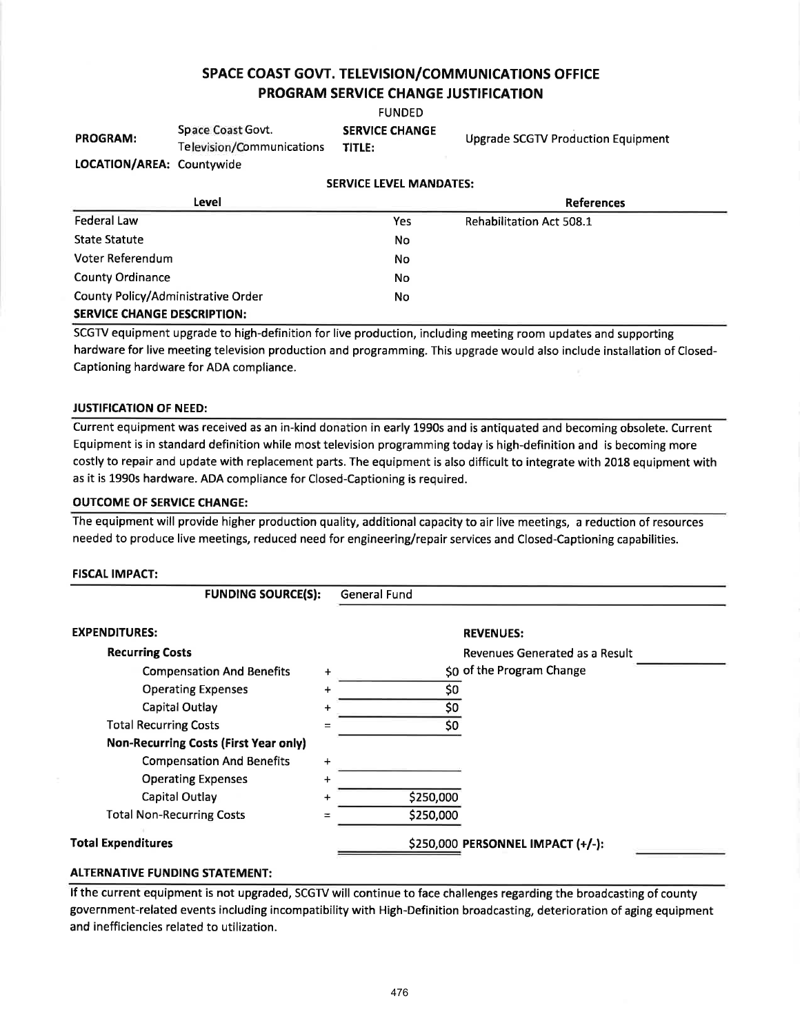# SPACE COAST GOVT. TELEVISION/COMMUNICATIONS OFFICE
## PROGRAM SERVICE CHANGE JUSTIFICATION

FUNDED

**PROGRAM:** Space Coast Govt. Television/Communications | **SERVICE CHANGE TITLE:** Upgrade SCGTV Production Equipment

**LOCATION/AREA:** Countywide

**SERVICE LEVEL MANDATES:**

| Level | | References |
|---|---|---|
| Federal Law | Yes | Rehabilitation Act 508.1 |
| State Statute | No | |
| Voter Referendum | No | |
| County Ordinance | No | |
| County Policy/Administrative Order | No | |

**SERVICE CHANGE DESCRIPTION:**

SCGTV equipment upgrade to high-definition for live production, including meeting room updates and supporting hardware for live meeting television production and programming. This upgrade would also include installation of Closed-Captioning hardware for ADA compliance.

**JUSTIFICATION OF NEED:**

Current equipment was received as an in-kind donation in early 1990s and is antiquated and becoming obsolete. Current Equipment is in standard definition while most television programming today is high-definition and is becoming more costly to repair and update with replacement parts. The equipment is also difficult to integrate with 2018 equipment with as it is 1990s hardware. ADA compliance for Closed-Captioning is required.

**OUTCOME OF SERVICE CHANGE:**

The equipment will provide higher production quality, additional capacity to air live meetings, a reduction of resources needed to produce live meetings, reduced need for engineering/repair services and Closed-Captioning capabilities.

**FISCAL IMPACT:**

**FUNDING SOURCE(S):** General Fund

| EXPENDITURES: | | | REVENUES: |
|---|---|---|---|
| **Recurring Costs** | | | Revenues Generated as a Result of the Program Change |
| Compensation And Benefits | + | $0 | |
| Operating Expenses | + | $0 | |
| Capital Outlay | + | $0 | |
| Total Recurring Costs | = | $0 | |
| **Non-Recurring Costs (First Year only)** | | | |
| Compensation And Benefits | + | | |
| Operating Expenses | + | | |
| Capital Outlay | + | $250,000 | |
| Total Non-Recurring Costs | = | $250,000 | |
| **Total Expenditures** | | $250,000 | **PERSONNEL IMPACT (+/-):** |

**ALTERNATIVE FUNDING STATEMENT:**

If the current equipment is not upgraded, SCGTV will continue to face challenges regarding the broadcasting of county government-related events including incompatibility with High-Definition broadcasting, deterioration of aging equipment and inefficiencies related to utilization.